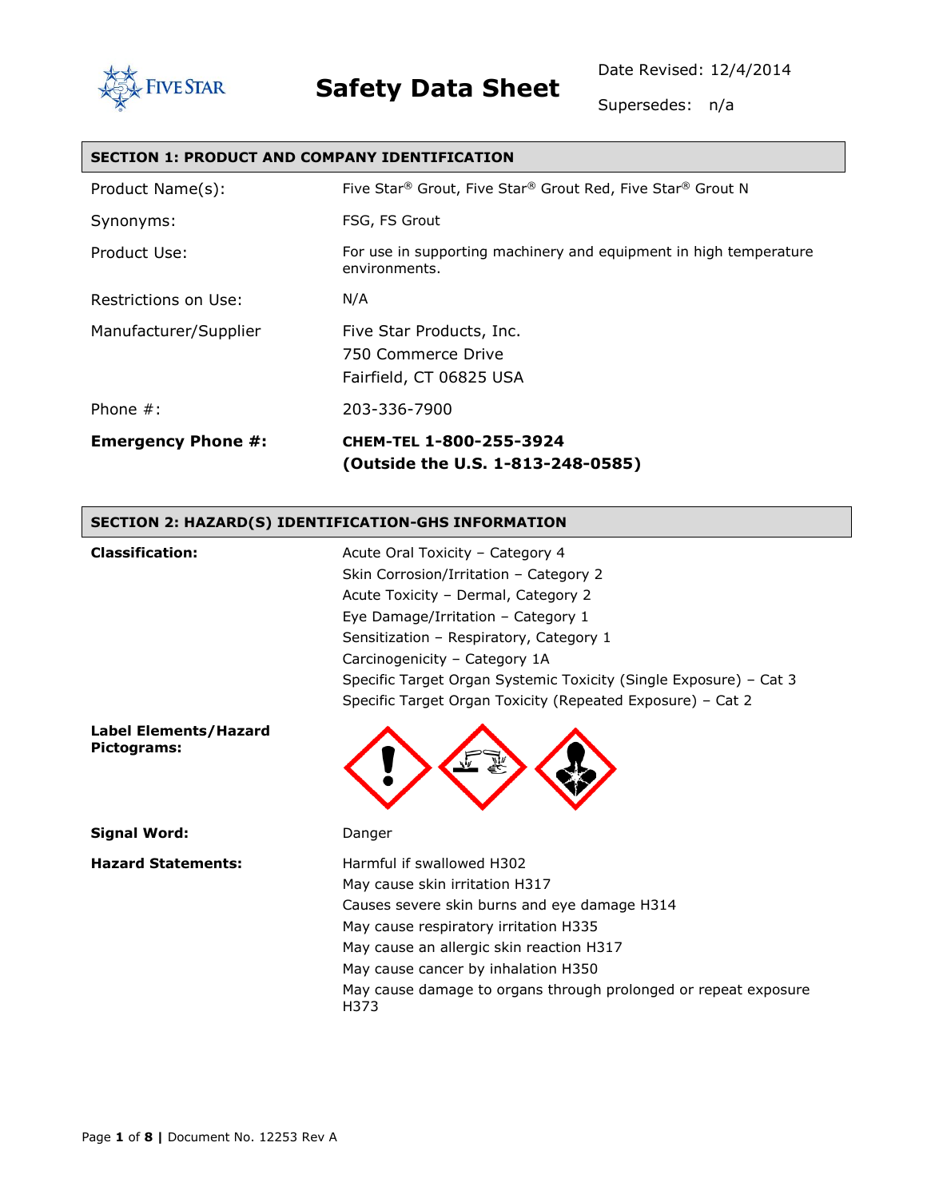FIVE STAR

# Safety Data Sheet

Date Revised: 12/4/2014

Supersedes: n/a

## SECTION 1: PRODUCT AND COMPANY IDENTIFICATION

| | |
|---|---|
| Product Name(s): | Five Star® Grout, Five Star® Grout Red, Five Star® Grout N |
| Synonyms: | FSG, FS Grout |
| Product Use: | For use in supporting machinery and equipment in high temperature environments. |
| Restrictions on Use: | N/A |
| Manufacturer/Supplier | Five Star Products, Inc.<br>750 Commerce Drive<br>Fairfield, CT 06825 USA |
| Phone #: | 203-336-7900 |
| **Emergency Phone #:** | **CHEM-TEL 1-800-255-3924**<br>**(Outside the U.S. 1-813-248-0585)** |

## SECTION 2: HAZARD(S) IDENTIFICATION-GHS INFORMATION

**Classification:**

- Acute Oral Toxicity – Category 4
- Skin Corrosion/Irritation – Category 2
- Acute Toxicity – Dermal, Category 2
- Eye Damage/Irritation – Category 1
- Sensitization – Respiratory, Category 1
- Carcinogenicity – Category 1A
- Specific Target Organ Systemic Toxicity (Single Exposure) – Cat 3
- Specific Target Organ Toxicity (Repeated Exposure) – Cat 2

**Label Elements/Hazard Pictograms:**

**Signal Word:** Danger

**Hazard Statements:**

- Harmful if swallowed H302
- May cause skin irritation H317
- Causes severe skin burns and eye damage H314
- May cause respiratory irritation H335
- May cause an allergic skin reaction H317
- May cause cancer by inhalation H350
- May cause damage to organs through prolonged or repeat exposure H373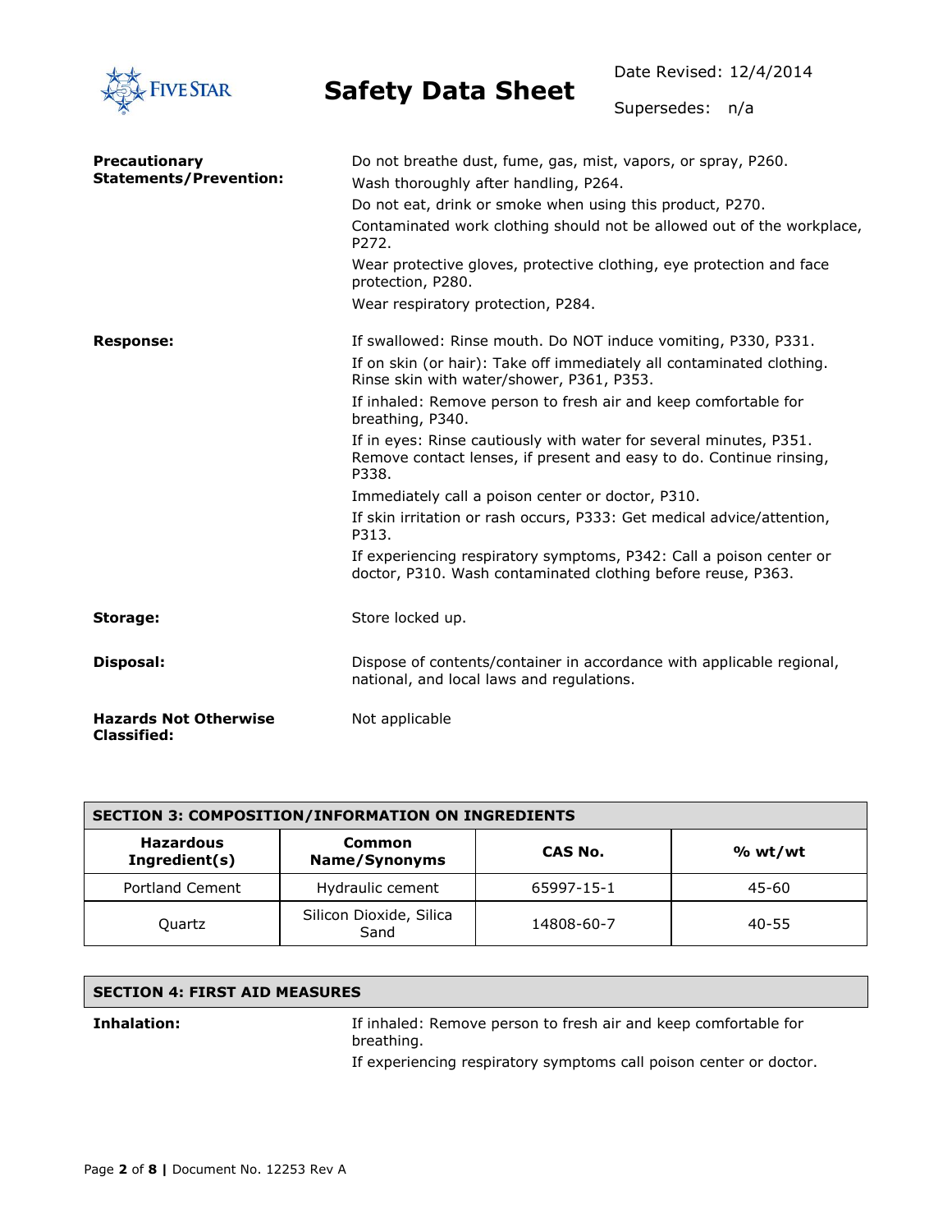**Precautionary Statements/Prevention:**

Do not breathe dust, fume, gas, mist, vapors, or spray, P260.

Wash thoroughly after handling, P264.

Do not eat, drink or smoke when using this product, P270.

Contaminated work clothing should not be allowed out of the workplace, P272.

Wear protective gloves, protective clothing, eye protection and face protection, P280.

Wear respiratory protection, P284.

**Response:**

If swallowed: Rinse mouth. Do NOT induce vomiting, P330, P331.

If on skin (or hair): Take off immediately all contaminated clothing. Rinse skin with water/shower, P361, P353.

If inhaled: Remove person to fresh air and keep comfortable for breathing, P340.

If in eyes: Rinse cautiously with water for several minutes, P351. Remove contact lenses, if present and easy to do. Continue rinsing, P338.

Immediately call a poison center or doctor, P310.

If skin irritation or rash occurs, P333: Get medical advice/attention, P313.

If experiencing respiratory symptoms, P342: Call a poison center or doctor, P310. Wash contaminated clothing before reuse, P363.

**Storage:**

Store locked up.

**Disposal:**

Dispose of contents/container in accordance with applicable regional, national, and local laws and regulations.

**Hazards Not Otherwise Classified:**

Not applicable

## SECTION 3: COMPOSITION/INFORMATION ON INGREDIENTS

| Hazardous Ingredient(s) | Common Name/Synonyms | CAS No. | % wt/wt |
|---|---|---|---|
| Portland Cement | Hydraulic cement | 65997-15-1 | 45-60 |
| Quartz | Silicon Dioxide, Silica Sand | 14808-60-7 | 40-55 |

## SECTION 4: FIRST AID MEASURES

**Inhalation:**

If inhaled: Remove person to fresh air and keep comfortable for breathing.

If experiencing respiratory symptoms call poison center or doctor.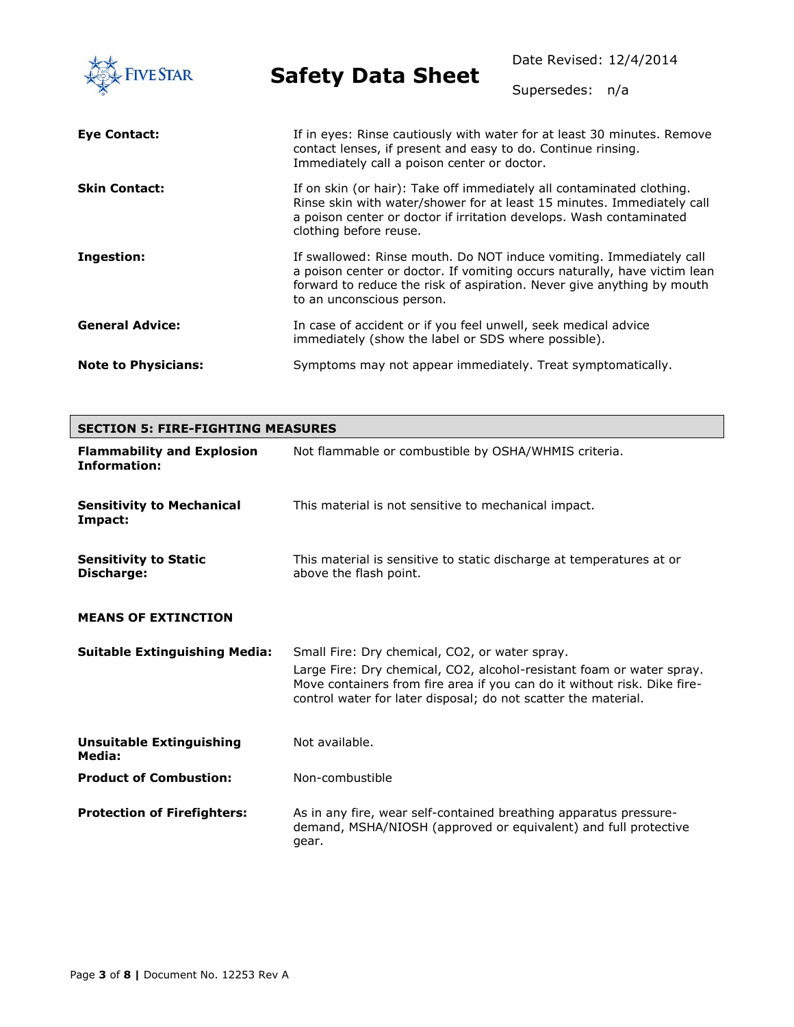**Eye Contact:** If in eyes: Rinse cautiously with water for at least 30 minutes. Remove contact lenses, if present and easy to do. Continue rinsing. Immediately call a poison center or doctor.

**Skin Contact:** If on skin (or hair): Take off immediately all contaminated clothing. Rinse skin with water/shower for at least 15 minutes. Immediately call a poison center or doctor if irritation develops. Wash contaminated clothing before reuse.

**Ingestion:** If swallowed: Rinse mouth. Do NOT induce vomiting. Immediately call a poison center or doctor. If vomiting occurs naturally, have victim lean forward to reduce the risk of aspiration. Never give anything by mouth to an unconscious person.

**General Advice:** In case of accident or if you feel unwell, seek medical advice immediately (show the label or SDS where possible).

**Note to Physicians:** Symptoms may not appear immediately. Treat symptomatically.

## SECTION 5: FIRE-FIGHTING MEASURES

**Flammability and Explosion Information:** Not flammable or combustible by OSHA/WHMIS criteria.

**Sensitivity to Mechanical Impact:** This material is not sensitive to mechanical impact.

**Sensitivity to Static Discharge:** This material is sensitive to static discharge at temperatures at or above the flash point.

**MEANS OF EXTINCTION**

**Suitable Extinguishing Media:** Small Fire: Dry chemical, $CO_2$, or water spray.
Large Fire: Dry chemical, $CO_2$, alcohol-resistant foam or water spray. Move containers from fire area if you can do it without risk. Dike fire-control water for later disposal; do not scatter the material.

**Unsuitable Extinguishing Media:** Not available.

**Product of Combustion:** Non-combustible

**Protection of Firefighters:** As in any fire, wear self-contained breathing apparatus pressure-demand, MSHA/NIOSH (approved or equivalent) and full protective gear.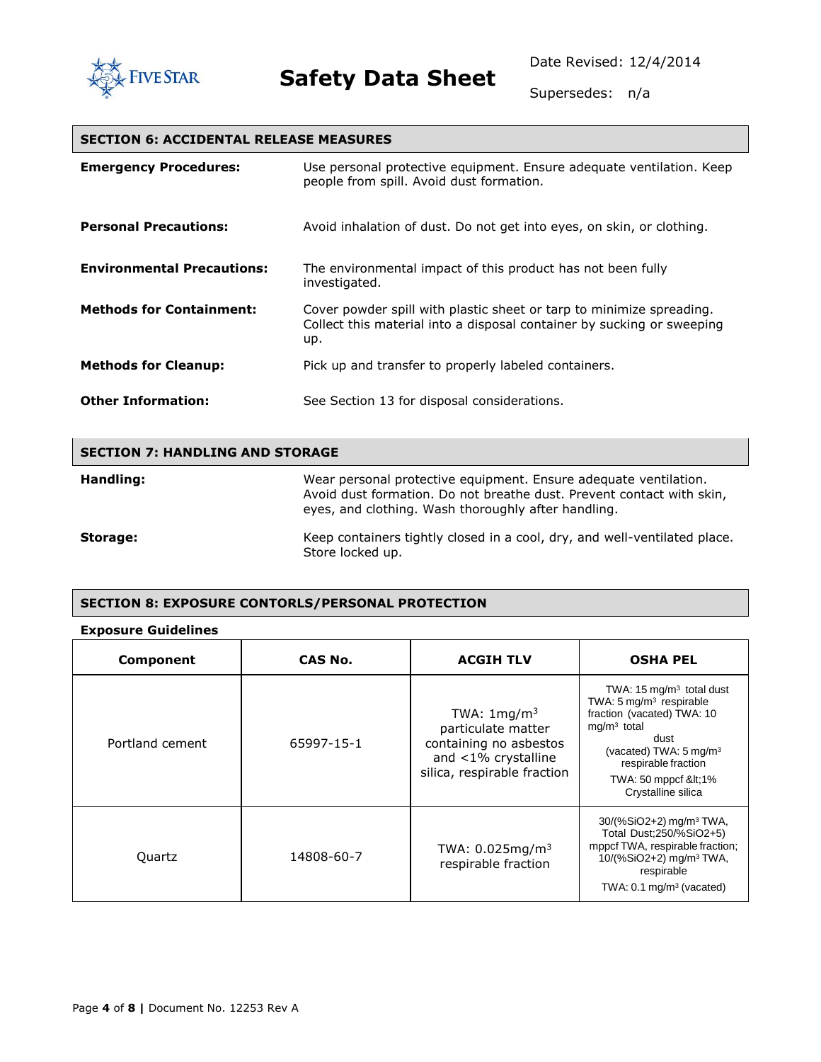## SECTION 6: ACCIDENTAL RELEASE MEASURES

**Emergency Procedures:** Use personal protective equipment. Ensure adequate ventilation. Keep people from spill. Avoid dust formation.

**Personal Precautions:** Avoid inhalation of dust. Do not get into eyes, on skin, or clothing.

**Environmental Precautions:** The environmental impact of this product has not been fully investigated.

**Methods for Containment:** Cover powder spill with plastic sheet or tarp to minimize spreading. Collect this material into a disposal container by sucking or sweeping up.

**Methods for Cleanup:** Pick up and transfer to properly labeled containers.

**Other Information:** See Section 13 for disposal considerations.

## SECTION 7: HANDLING AND STORAGE

**Handling:** Wear personal protective equipment. Ensure adequate ventilation. Avoid dust formation. Do not breathe dust. Prevent contact with skin, eyes, and clothing. Wash thoroughly after handling.

**Storage:** Keep containers tightly closed in a cool, dry, and well-ventilated place. Store locked up.

## SECTION 8: EXPOSURE CONTORLS/PERSONAL PROTECTION

**Exposure Guidelines**

| Component | CAS No. | ACGIH TLV | OSHA PEL |
|---|---|---|---|
| Portland cement | 65997-15-1 | TWA: 1mg/m$^3$ particulate matter containing no asbestos and <1% crystalline silica, respirable fraction | TWA: 15 mg/m$^3$ total dust TWA: 5 mg/m$^3$ respirable fraction (vacated) TWA: 10 mg/m$^3$ total dust (vacated) TWA: 5 mg/m$^3$ respirable fraction TWA: 50 mppcf &lt;1% Crystalline silica |
| Quartz | 14808-60-7 | TWA: 0.025mg/m$^3$ respirable fraction | 30/(%SiO2+2) mg/m$^3$ TWA, Total Dust;250/%SiO2+5) mppcf TWA, respirable fraction; 10/(%SiO2+2) mg/m$^3$ TWA, respirable TWA: 0.1 mg/m$^3$ (vacated) |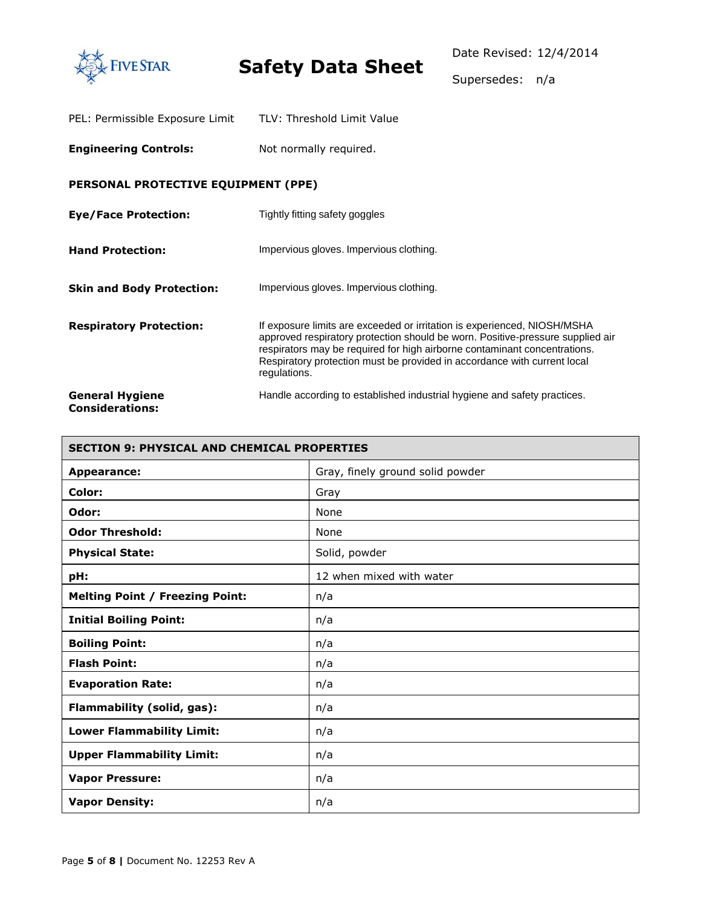PEL: Permissible Exposure Limit    TLV: Threshold Limit Value

**Engineering Controls:** Not normally required.

**PERSONAL PROTECTIVE EQUIPMENT (PPE)**

**Eye/Face Protection:** Tightly fitting safety goggles

**Hand Protection:** Impervious gloves. Impervious clothing.

**Skin and Body Protection:** Impervious gloves. Impervious clothing.

**Respiratory Protection:** If exposure limits are exceeded or irritation is experienced, NIOSH/MSHA approved respiratory protection should be worn. Positive-pressure supplied air respirators may be required for high airborne contaminant concentrations. Respiratory protection must be provided in accordance with current local regulations.

**General Hygiene Considerations:** Handle according to established industrial hygiene and safety practices.

| SECTION 9: PHYSICAL AND CHEMICAL PROPERTIES | |
|---|---|
| **Appearance:** | Gray, finely ground solid powder |
| **Color:** | Gray |
| **Odor:** | None |
| **Odor Threshold:** | None |
| **Physical State:** | Solid, powder |
| **pH:** | 12 when mixed with water |
| **Melting Point / Freezing Point:** | n/a |
| **Initial Boiling Point:** | n/a |
| **Boiling Point:** | n/a |
| **Flash Point:** | n/a |
| **Evaporation Rate:** | n/a |
| **Flammability (solid, gas):** | n/a |
| **Lower Flammability Limit:** | n/a |
| **Upper Flammability Limit:** | n/a |
| **Vapor Pressure:** | n/a |
| **Vapor Density:** | n/a |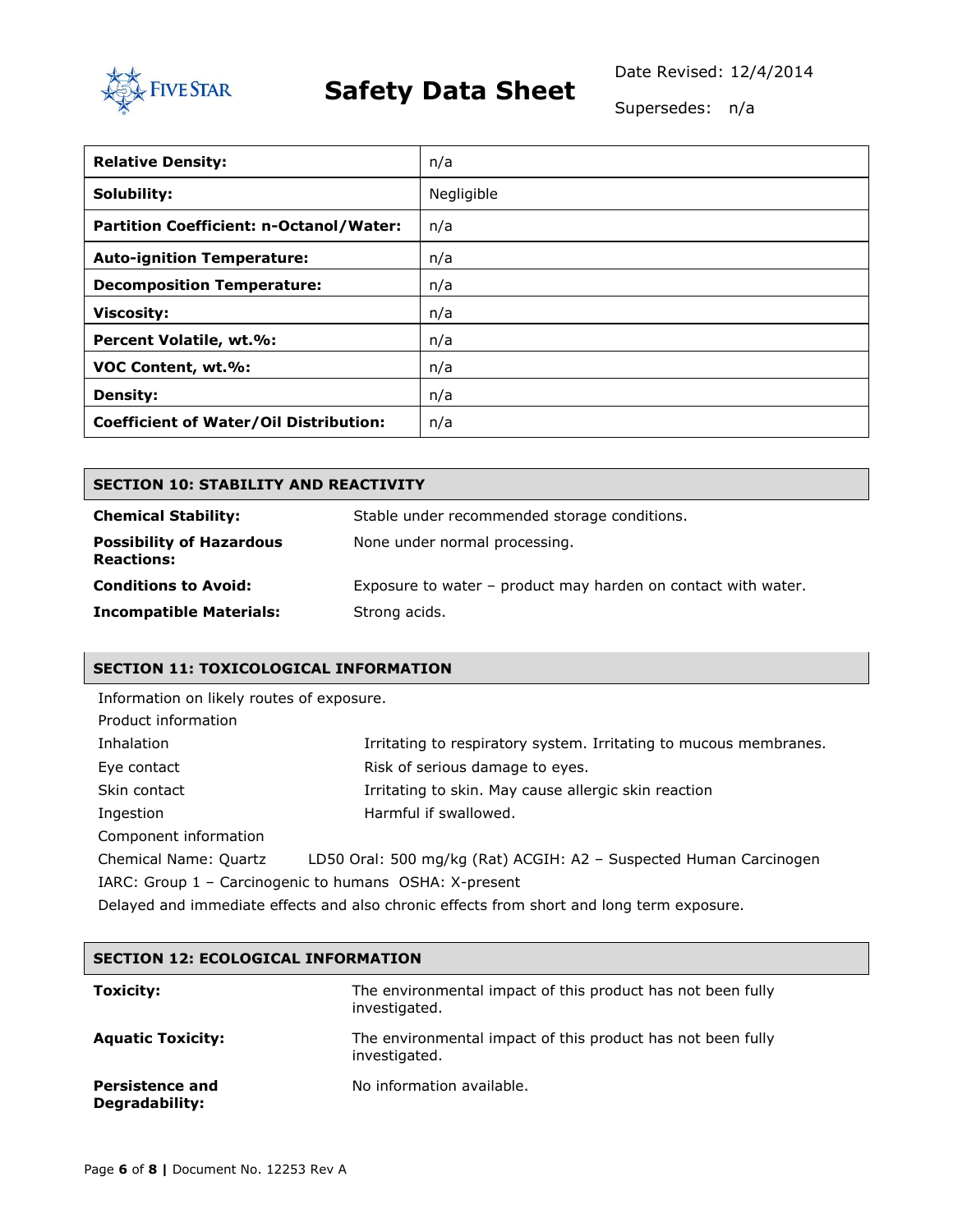| Relative Density: | n/a |
|---|---|
| **Solubility:** | Negligible |
| **Partition Coefficient: n-Octanol/Water:** | n/a |
| **Auto-ignition Temperature:** | n/a |
| **Decomposition Temperature:** | n/a |
| **Viscosity:** | n/a |
| **Percent Volatile, wt.%:** | n/a |
| **VOC Content, wt.%:** | n/a |
| **Density:** | n/a |
| **Coefficient of Water/Oil Distribution:** | n/a |

## SECTION 10: STABILITY AND REACTIVITY

**Chemical Stability:** Stable under recommended storage conditions.

**Possibility of Hazardous Reactions:** None under normal processing.

**Conditions to Avoid:** Exposure to water – product may harden on contact with water.

**Incompatible Materials:** Strong acids.

## SECTION 11: TOXICOLOGICAL INFORMATION

Information on likely routes of exposure.

Product information

Inhalation — Irritating to respiratory system. Irritating to mucous membranes.

Eye contact — Risk of serious damage to eyes.

Skin contact — Irritating to skin. May cause allergic skin reaction

Ingestion — Harmful if swallowed.

Component information

Chemical Name: Quartz — LD50 Oral: 500 mg/kg (Rat) ACGIH: A2 – Suspected Human Carcinogen

IARC: Group 1 – Carcinogenic to humans OSHA: X-present

Delayed and immediate effects and also chronic effects from short and long term exposure.

## SECTION 12: ECOLOGICAL INFORMATION

**Toxicity:** The environmental impact of this product has not been fully investigated.

**Aquatic Toxicity:** The environmental impact of this product has not been fully investigated.

**Persistence and Degradability:** No information available.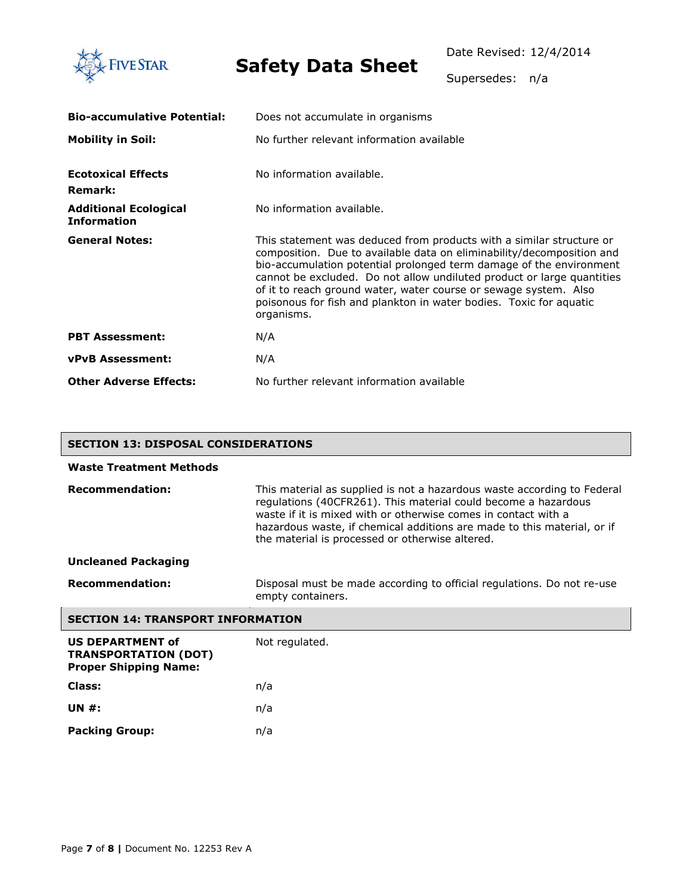| | |
|---|---|
| **Bio-accumulative Potential:** | Does not accumulate in organisms |
| **Mobility in Soil:** | No further relevant information available |
| **Ecotoxical Effects Remark:** | No information available. |
| **Additional Ecological Information** | No information available. |
| **General Notes:** | This statement was deduced from products with a similar structure or composition. Due to available data on eliminability/decomposition and bio-accumulation potential prolonged term damage of the environment cannot be excluded. Do not allow undiluted product or large quantities of it to reach ground water, water course or sewage system. Also poisonous for fish and plankton in water bodies. Toxic for aquatic organisms. |
| **PBT Assessment:** | N/A |
| **vPvB Assessment:** | N/A |
| **Other Adverse Effects:** | No further relevant information available |

## SECTION 13: DISPOSAL CONSIDERATIONS

**Waste Treatment Methods**

| | |
|---|---|
| **Recommendation:** | This material as supplied is not a hazardous waste according to Federal regulations (40CFR261). This material could become a hazardous waste if it is mixed with or otherwise comes in contact with a hazardous waste, if chemical additions are made to this material, or if the material is processed or otherwise altered. |

**Uncleaned Packaging**

| | |
|---|---|
| **Recommendation:** | Disposal must be made according to official regulations. Do not re-use empty containers. |

## SECTION 14: TRANSPORT INFORMATION

| | |
|---|---|
| **US DEPARTMENT of TRANSPORTATION (DOT) Proper Shipping Name:** | Not regulated. |
| **Class:** | n/a |
| **UN #:** | n/a |
| **Packing Group:** | n/a |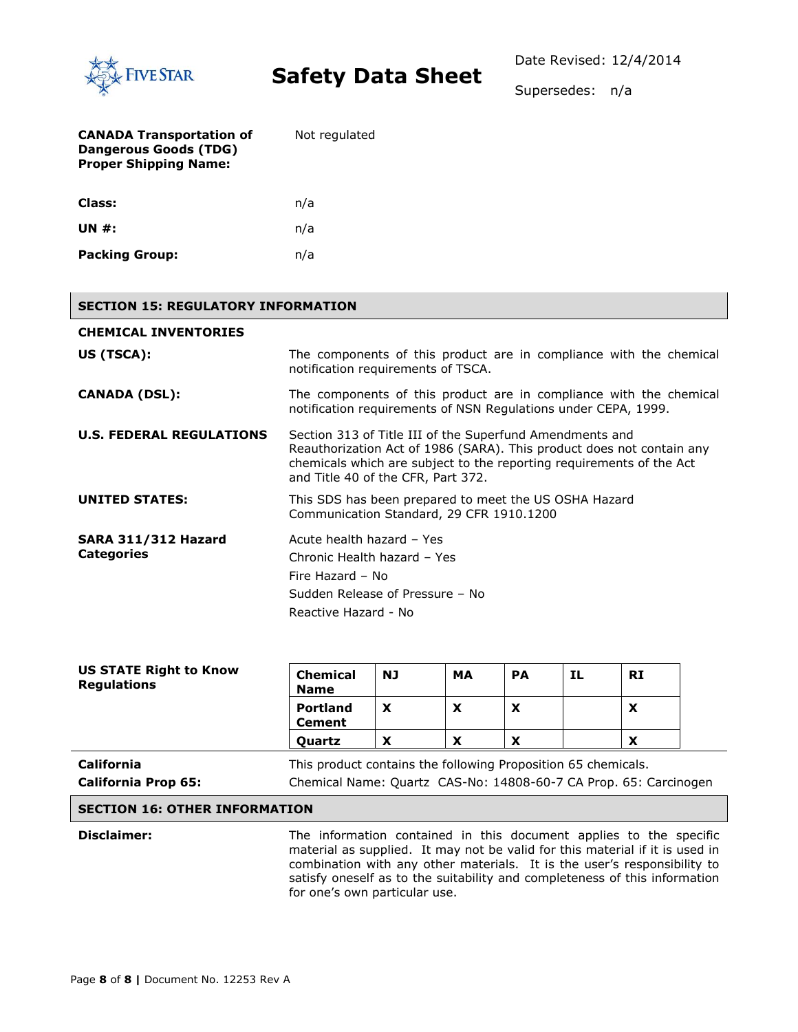**CANADA Transportation of Dangerous Goods (TDG) Proper Shipping Name:** Not regulated

**Class:** n/a

**UN #:** n/a

**Packing Group:** n/a

## SECTION 15: REGULATORY INFORMATION

**CHEMICAL INVENTORIES**

**US (TSCA):** The components of this product are in compliance with the chemical notification requirements of TSCA.

**CANADA (DSL):** The components of this product are in compliance with the chemical notification requirements of NSN Regulations under CEPA, 1999.

**U.S. FEDERAL REGULATIONS** Section 313 of Title III of the Superfund Amendments and Reauthorization Act of 1986 (SARA). This product does not contain any chemicals which are subject to the reporting requirements of the Act and Title 40 of the CFR, Part 372.

**UNITED STATES:** This SDS has been prepared to meet the US OSHA Hazard Communication Standard, 29 CFR 1910.1200

**SARA 311/312 Hazard Categories**

Acute health hazard – Yes

Chronic Health hazard – Yes

Fire Hazard – No

Sudden Release of Pressure – No

Reactive Hazard - No

**US STATE Right to Know Regulations**

| Chemical Name | NJ | MA | PA | IL | RI |
|---|---|---|---|---|---|
| Portland Cement | X | X | X | | X |
| Quartz | X | X | X | | X |

**California**

**California Prop 65:** This product contains the following Proposition 65 chemicals.
Chemical Name: Quartz CAS-No: 14808-60-7 CA Prop. 65: Carcinogen

## SECTION 16: OTHER INFORMATION

**Disclaimer:** The information contained in this document applies to the specific material as supplied. It may not be valid for this material if it is used in combination with any other materials. It is the user's responsibility to satisfy oneself as to the suitability and completeness of this information for one's own particular use.